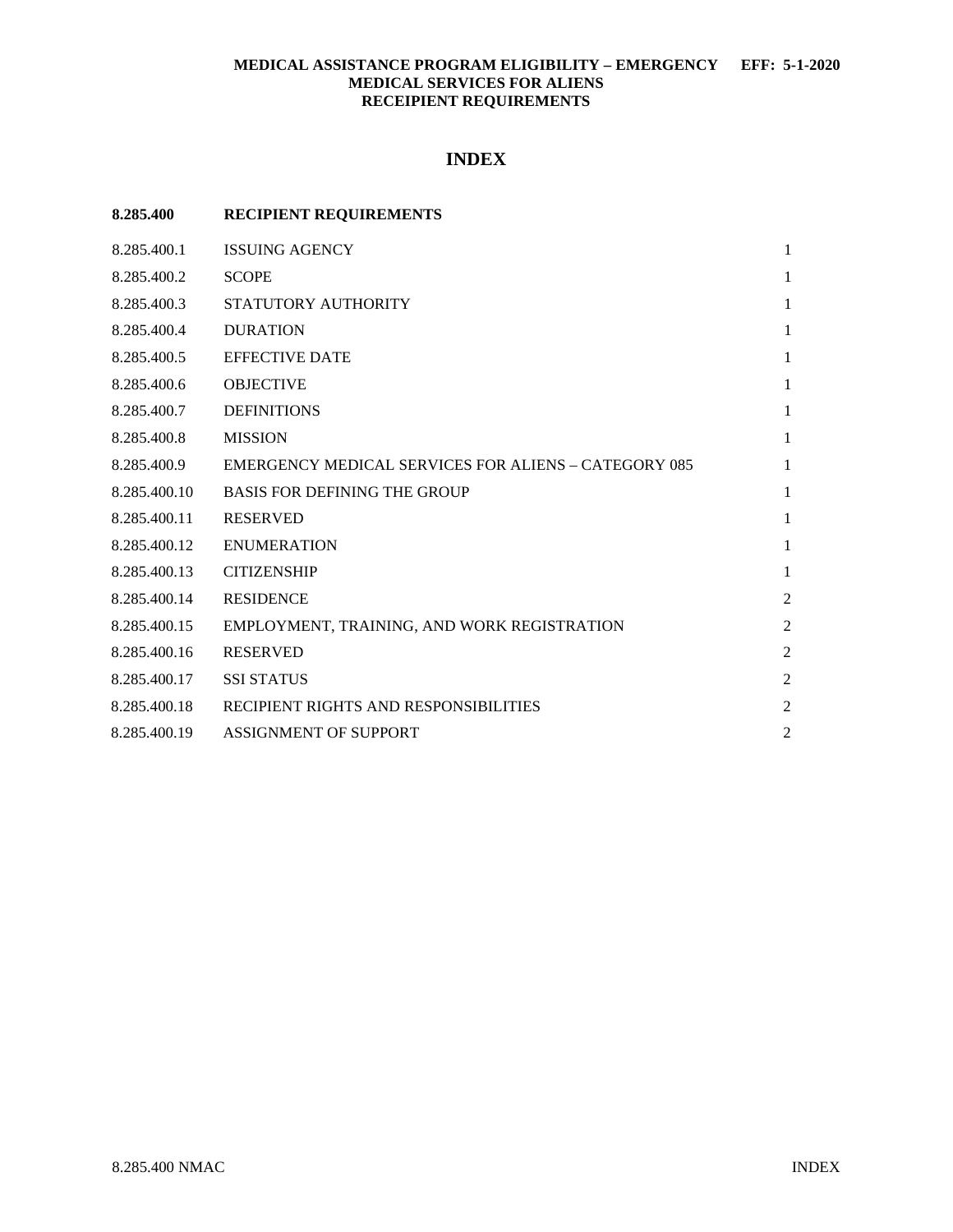**MEDICAL ASSISTANCE PROGRAM ELIGIBILITY – EMERGENCY MEDICAL SERVICES FOR ALIENS RECEIPIENT REQUIREMENTS** **EFF: 5-1-2020**

# INDEX

| 8.285.400 | RECIPIENT REQUIREMENTS | |
|---|---|---|
| 8.285.400.1 | ISSUING AGENCY | 1 |
| 8.285.400.2 | SCOPE | 1 |
| 8.285.400.3 | STATUTORY AUTHORITY | 1 |
| 8.285.400.4 | DURATION | 1 |
| 8.285.400.5 | EFFECTIVE DATE | 1 |
| 8.285.400.6 | OBJECTIVE | 1 |
| 8.285.400.7 | DEFINITIONS | 1 |
| 8.285.400.8 | MISSION | 1 |
| 8.285.400.9 | EMERGENCY MEDICAL SERVICES FOR ALIENS – CATEGORY 085 | 1 |
| 8.285.400.10 | BASIS FOR DEFINING THE GROUP | 1 |
| 8.285.400.11 | RESERVED | 1 |
| 8.285.400.12 | ENUMERATION | 1 |
| 8.285.400.13 | CITIZENSHIP | 1 |
| 8.285.400.14 | RESIDENCE | 2 |
| 8.285.400.15 | EMPLOYMENT, TRAINING, AND WORK REGISTRATION | 2 |
| 8.285.400.16 | RESERVED | 2 |
| 8.285.400.17 | SSI STATUS | 2 |
| 8.285.400.18 | RECIPIENT RIGHTS AND RESPONSIBILITIES | 2 |
| 8.285.400.19 | ASSIGNMENT OF SUPPORT | 2 |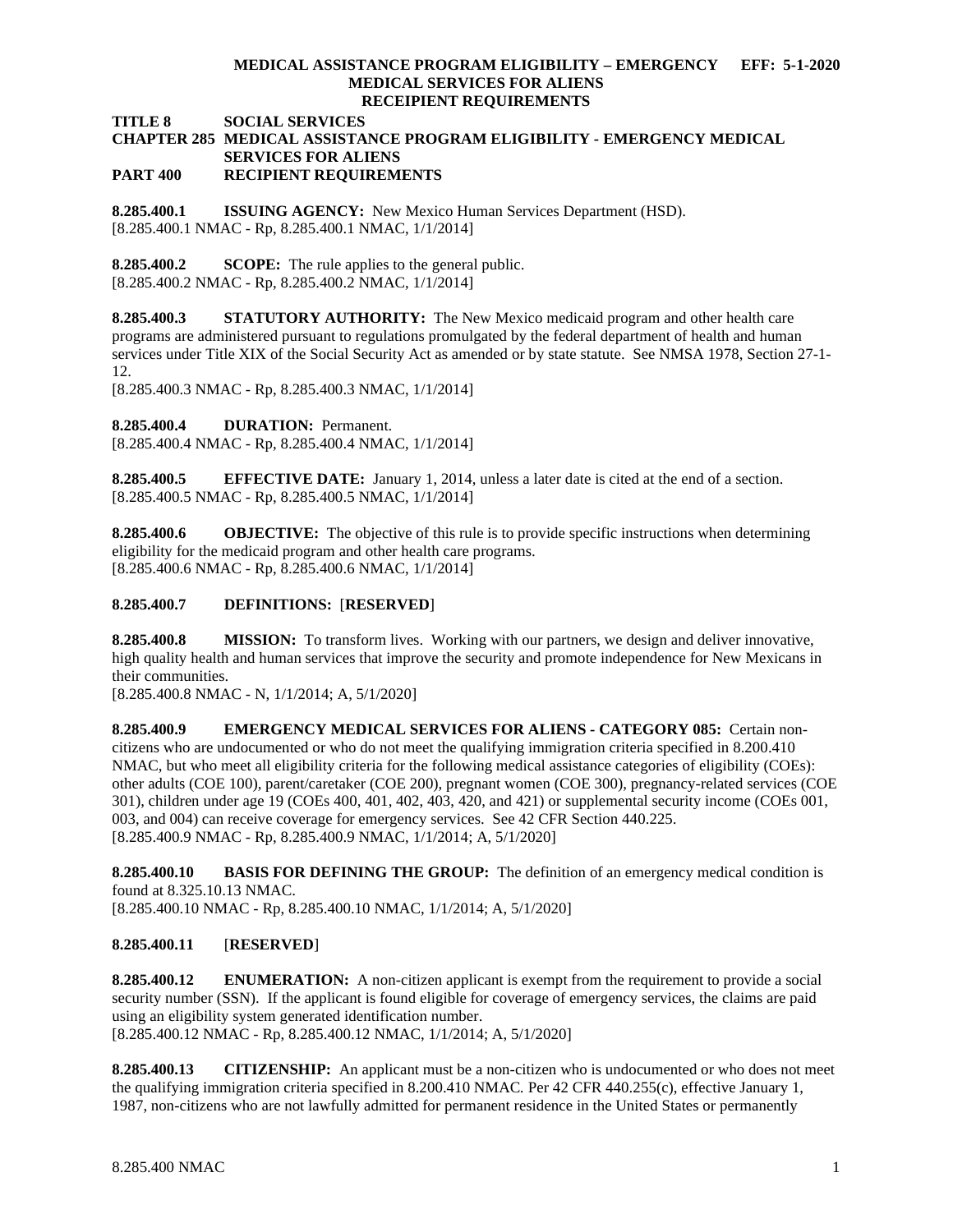**TITLE 8 SOCIAL SERVICES**
**CHAPTER 285 MEDICAL ASSISTANCE PROGRAM ELIGIBILITY - EMERGENCY MEDICAL SERVICES FOR ALIENS**
**PART 400 RECIPIENT REQUIREMENTS**

**8.285.400.1 ISSUING AGENCY:** New Mexico Human Services Department (HSD).
[8.285.400.1 NMAC - Rp, 8.285.400.1 NMAC, 1/1/2014]

**8.285.400.2 SCOPE:** The rule applies to the general public.
[8.285.400.2 NMAC - Rp, 8.285.400.2 NMAC, 1/1/2014]

**8.285.400.3 STATUTORY AUTHORITY:** The New Mexico medicaid program and other health care programs are administered pursuant to regulations promulgated by the federal department of health and human services under Title XIX of the Social Security Act as amended or by state statute. See NMSA 1978, Section 27-1-12.
[8.285.400.3 NMAC - Rp, 8.285.400.3 NMAC, 1/1/2014]

**8.285.400.4 DURATION:** Permanent.
[8.285.400.4 NMAC - Rp, 8.285.400.4 NMAC, 1/1/2014]

**8.285.400.5 EFFECTIVE DATE:** January 1, 2014, unless a later date is cited at the end of a section.
[8.285.400.5 NMAC - Rp, 8.285.400.5 NMAC, 1/1/2014]

**8.285.400.6 OBJECTIVE:** The objective of this rule is to provide specific instructions when determining eligibility for the medicaid program and other health care programs.
[8.285.400.6 NMAC - Rp, 8.285.400.6 NMAC, 1/1/2014]

**8.285.400.7 DEFINITIONS:** [**RESERVED**]

**8.285.400.8 MISSION:** To transform lives. Working with our partners, we design and deliver innovative, high quality health and human services that improve the security and promote independence for New Mexicans in their communities.
[8.285.400.8 NMAC - N, 1/1/2014; A, 5/1/2020]

**8.285.400.9 EMERGENCY MEDICAL SERVICES FOR ALIENS - CATEGORY 085:** Certain non-citizens who are undocumented or who do not meet the qualifying immigration criteria specified in 8.200.410 NMAC, but who meet all eligibility criteria for the following medical assistance categories of eligibility (COEs): other adults (COE 100), parent/caretaker (COE 200), pregnant women (COE 300), pregnancy-related services (COE 301), children under age 19 (COEs 400, 401, 402, 403, 420, and 421) or supplemental security income (COEs 001, 003, and 004) can receive coverage for emergency services. See 42 CFR Section 440.225.
[8.285.400.9 NMAC - Rp, 8.285.400.9 NMAC, 1/1/2014; A, 5/1/2020]

**8.285.400.10 BASIS FOR DEFINING THE GROUP:** The definition of an emergency medical condition is found at 8.325.10.13 NMAC.
[8.285.400.10 NMAC - Rp, 8.285.400.10 NMAC, 1/1/2014; A, 5/1/2020]

**8.285.400.11** [**RESERVED**]

**8.285.400.12 ENUMERATION:** A non-citizen applicant is exempt from the requirement to provide a social security number (SSN). If the applicant is found eligible for coverage of emergency services, the claims are paid using an eligibility system generated identification number.
[8.285.400.12 NMAC - Rp, 8.285.400.12 NMAC, 1/1/2014; A, 5/1/2020]

**8.285.400.13 CITIZENSHIP:** An applicant must be a non-citizen who is undocumented or who does not meet the qualifying immigration criteria specified in 8.200.410 NMAC. Per 42 CFR 440.255(c), effective January 1, 1987, non-citizens who are not lawfully admitted for permanent residence in the United States or permanently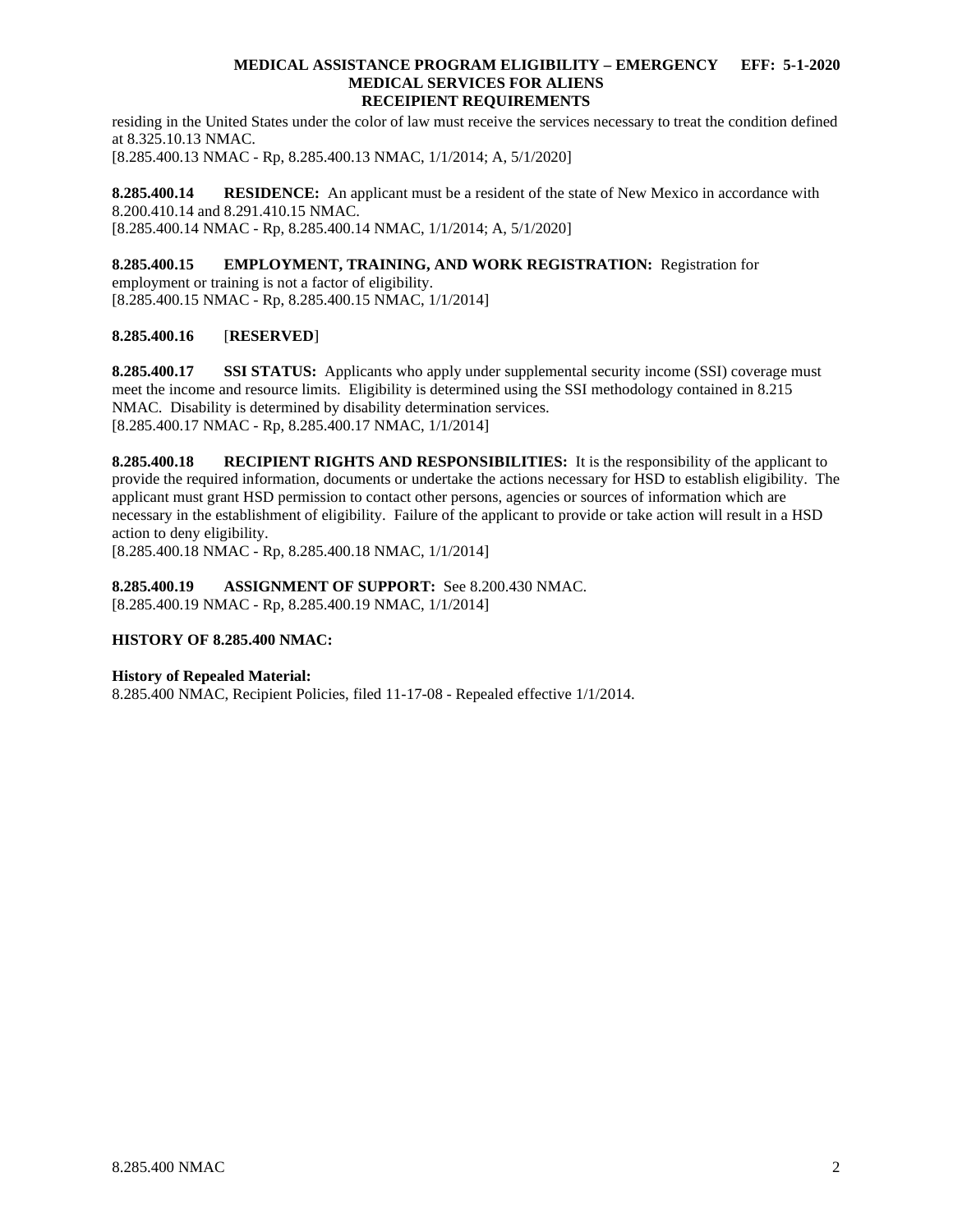residing in the United States under the color of law must receive the services necessary to treat the condition defined at 8.325.10.13 NMAC.
[8.285.400.13 NMAC - Rp, 8.285.400.13 NMAC, 1/1/2014; A, 5/1/2020]

**8.285.400.14 RESIDENCE:** An applicant must be a resident of the state of New Mexico in accordance with 8.200.410.14 and 8.291.410.15 NMAC.
[8.285.400.14 NMAC - Rp, 8.285.400.14 NMAC, 1/1/2014; A, 5/1/2020]

**8.285.400.15 EMPLOYMENT, TRAINING, AND WORK REGISTRATION:** Registration for employment or training is not a factor of eligibility.
[8.285.400.15 NMAC - Rp, 8.285.400.15 NMAC, 1/1/2014]

**8.285.400.16** [**RESERVED**]

**8.285.400.17 SSI STATUS:** Applicants who apply under supplemental security income (SSI) coverage must meet the income and resource limits. Eligibility is determined using the SSI methodology contained in 8.215 NMAC. Disability is determined by disability determination services.
[8.285.400.17 NMAC - Rp, 8.285.400.17 NMAC, 1/1/2014]

**8.285.400.18 RECIPIENT RIGHTS AND RESPONSIBILITIES:** It is the responsibility of the applicant to provide the required information, documents or undertake the actions necessary for HSD to establish eligibility. The applicant must grant HSD permission to contact other persons, agencies or sources of information which are necessary in the establishment of eligibility. Failure of the applicant to provide or take action will result in a HSD action to deny eligibility.
[8.285.400.18 NMAC - Rp, 8.285.400.18 NMAC, 1/1/2014]

**8.285.400.19 ASSIGNMENT OF SUPPORT:** See 8.200.430 NMAC.
[8.285.400.19 NMAC - Rp, 8.285.400.19 NMAC, 1/1/2014]

**HISTORY OF 8.285.400 NMAC:**

**History of Repealed Material:**
8.285.400 NMAC, Recipient Policies, filed 11-17-08 - Repealed effective 1/1/2014.